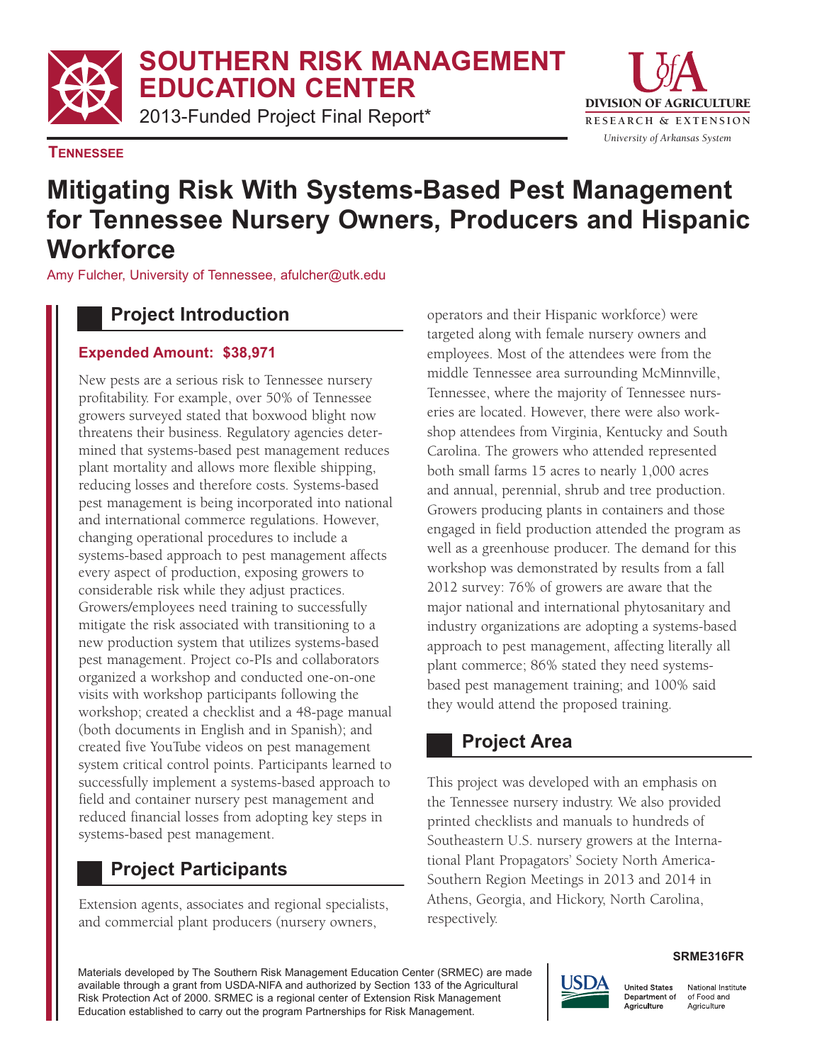# SOUTHERN RISK MANAGEMENT EDUCATION CENTER

2013-Funded Project Final Report*

DIVISION OF AGRICULTURE
RESEARCH & EXTENSION
*University of Arkansas System*

**TENNESSEE**

# Mitigating Risk With Systems-Based Pest Management for Tennessee Nursery Owners, Producers and Hispanic Workforce

Amy Fulcher, University of Tennessee, afulcher@utk.edu

## Project Introduction

**Expended Amount: $38,971**

New pests are a serious risk to Tennessee nursery profitability. For example, over 50% of Tennessee growers surveyed stated that boxwood blight now threatens their business. Regulatory agencies determined that systems-based pest management reduces plant mortality and allows more flexible shipping, reducing losses and therefore costs. Systems-based pest management is being incorporated into national and international commerce regulations. However, changing operational procedures to include a systems-based approach to pest management affects every aspect of production, exposing growers to considerable risk while they adjust practices. Growers/employees need training to successfully mitigate the risk associated with transitioning to a new production system that utilizes systems-based pest management. Project co-PIs and collaborators organized a workshop and conducted one-on-one visits with workshop participants following the workshop; created a checklist and a 48-page manual (both documents in English and in Spanish); and created five YouTube videos on pest management system critical control points. Participants learned to successfully implement a systems-based approach to field and container nursery pest management and reduced financial losses from adopting key steps in systems-based pest management.

## Project Participants

Extension agents, associates and regional specialists, and commercial plant producers (nursery owners, operators and their Hispanic workforce) were targeted along with female nursery owners and employees. Most of the attendees were from the middle Tennessee area surrounding McMinnville, Tennessee, where the majority of Tennessee nurseries are located. However, there were also workshop attendees from Virginia, Kentucky and South Carolina. The growers who attended represented both small farms 15 acres to nearly 1,000 acres and annual, perennial, shrub and tree production. Growers producing plants in containers and those engaged in field production attended the program as well as a greenhouse producer. The demand for this workshop was demonstrated by results from a fall 2012 survey: 76% of growers are aware that the major national and international phytosanitary and industry organizations are adopting a systems-based approach to pest management, affecting literally all plant commerce; 86% stated they need systems-based pest management training; and 100% said they would attend the proposed training.

## Project Area

This project was developed with an emphasis on the Tennessee nursery industry. We also provided printed checklists and manuals to hundreds of Southeastern U.S. nursery growers at the International Plant Propagators' Society North America-Southern Region Meetings in 2013 and 2014 in Athens, Georgia, and Hickory, North Carolina, respectively.

SRME316FR

Materials developed by The Southern Risk Management Education Center (SRMEC) are made available through a grant from USDA-NIFA and authorized by Section 133 of the Agricultural Risk Protection Act of 2000. SRMEC is a regional center of Extension Risk Management Education established to carry out the program Partnerships for Risk Management.

USDA United States Department of Agriculture — National Institute of Food and Agriculture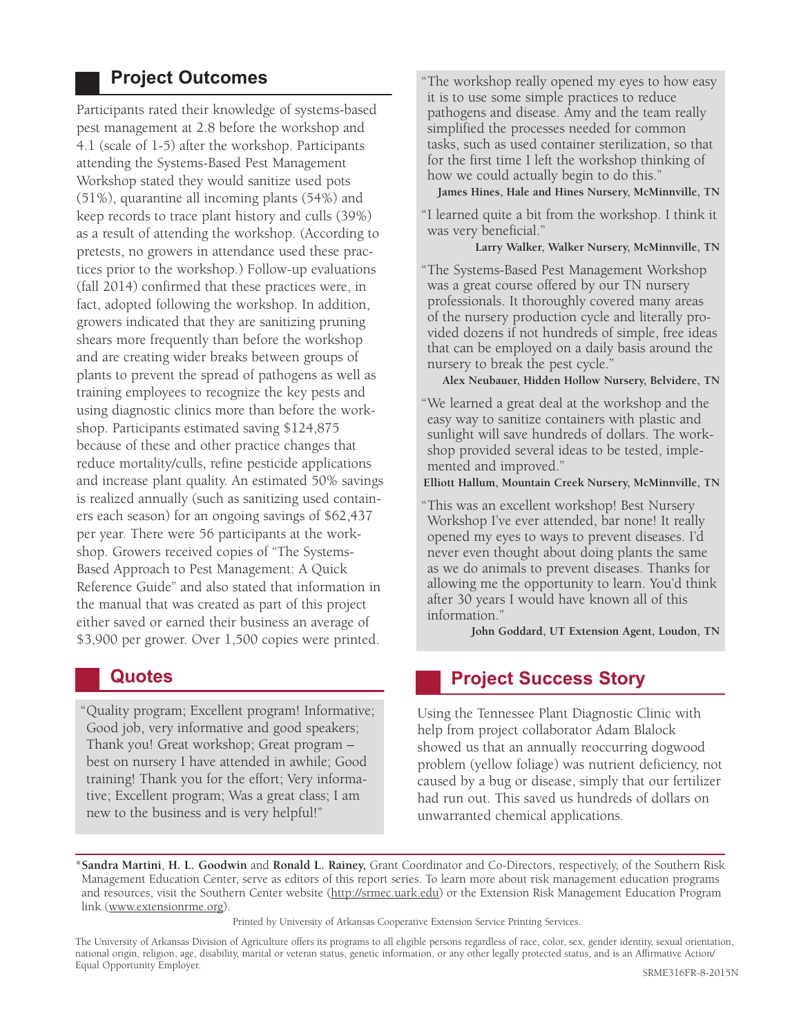## Project Outcomes

Participants rated their knowledge of systems-based pest management at 2.8 before the workshop and 4.1 (scale of 1-5) after the workshop. Participants attending the Systems-Based Pest Management Workshop stated they would sanitize used pots (51%), quarantine all incoming plants (54%) and keep records to trace plant history and culls (39%) as a result of attending the workshop. (According to pretests, no growers in attendance used these practices prior to the workshop.) Follow-up evaluations (fall 2014) confirmed that these practices were, in fact, adopted following the workshop. In addition, growers indicated that they are sanitizing pruning shears more frequently than before the workshop and are creating wider breaks between groups of plants to prevent the spread of pathogens as well as training employees to recognize the key pests and using diagnostic clinics more than before the workshop. Participants estimated saving $124,875 because of these and other practice changes that reduce mortality/culls, refine pesticide applications and increase plant quality. An estimated 50% savings is realized annually (such as sanitizing used containers each season) for an ongoing savings of $62,437 per year. There were 56 participants at the workshop. Growers received copies of "The Systems-Based Approach to Pest Management: A Quick Reference Guide" and also stated that information in the manual that was created as part of this project either saved or earned their business an average of $3,900 per grower. Over 1,500 copies were printed.

## Quotes

"Quality program; Excellent program! Informative; Good job, very informative and good speakers; Thank you! Great workshop; Great program – best on nursery I have attended in awhile; Good training! Thank you for the effort; Very informative; Excellent program; Was a great class; I am new to the business and is very helpful!"

"The workshop really opened my eyes to how easy it is to use some simple practices to reduce pathogens and disease. Amy and the team really simplified the processes needed for common tasks, such as used container sterilization, so that for the first time I left the workshop thinking of how we could actually begin to do this."

**James Hines, Hale and Hines Nursery, McMinnville, TN**

"I learned quite a bit from the workshop. I think it was very beneficial."

**Larry Walker, Walker Nursery, McMinnville, TN**

"The Systems-Based Pest Management Workshop was a great course offered by our TN nursery professionals. It thoroughly covered many areas of the nursery production cycle and literally provided dozens if not hundreds of simple, free ideas that can be employed on a daily basis around the nursery to break the pest cycle."

**Alex Neubauer, Hidden Hollow Nursery, Belvidere, TN**

"We learned a great deal at the workshop and the easy way to sanitize containers with plastic and sunlight will save hundreds of dollars. The workshop provided several ideas to be tested, implemented and improved."

**Elliott Hallum, Mountain Creek Nursery, McMinnville, TN**

"This was an excellent workshop! Best Nursery Workshop I've ever attended, bar none! It really opened my eyes to ways to prevent diseases. I'd never even thought about doing plants the same as we do animals to prevent diseases. Thanks for allowing me the opportunity to learn. You'd think after 30 years I would have known all of this information."

**John Goddard, UT Extension Agent, Loudon, TN**

## Project Success Story

Using the Tennessee Plant Diagnostic Clinic with help from project collaborator Adam Blalock showed us that an annually reoccurring dogwood problem (yellow foliage) was nutrient deficiency, not caused by a bug or disease, simply that our fertilizer had run out. This saved us hundreds of dollars on unwarranted chemical applications.

---

*__Sandra Martini__, __H. L. Goodwin__ and __Ronald L. Rainey__, Grant Coordinator and Co-Directors, respectively, of the Southern Risk Management Education Center, serve as editors of this report series. To learn more about risk management education programs and resources, visit the Southern Center website (http://srmec.uark.edu) or the Extension Risk Management Education Program link (www.extensionrme.org).

Printed by University of Arkansas Cooperative Extension Service Printing Services.

The University of Arkansas Division of Agriculture offers its programs to all eligible persons regardless of race, color, sex, gender identity, sexual orientation, national origin, religion, age, disability, marital or veteran status, genetic information, or any other legally protected status, and is an Affirmative Action/Equal Opportunity Employer.

SRME316FR-8-2015N